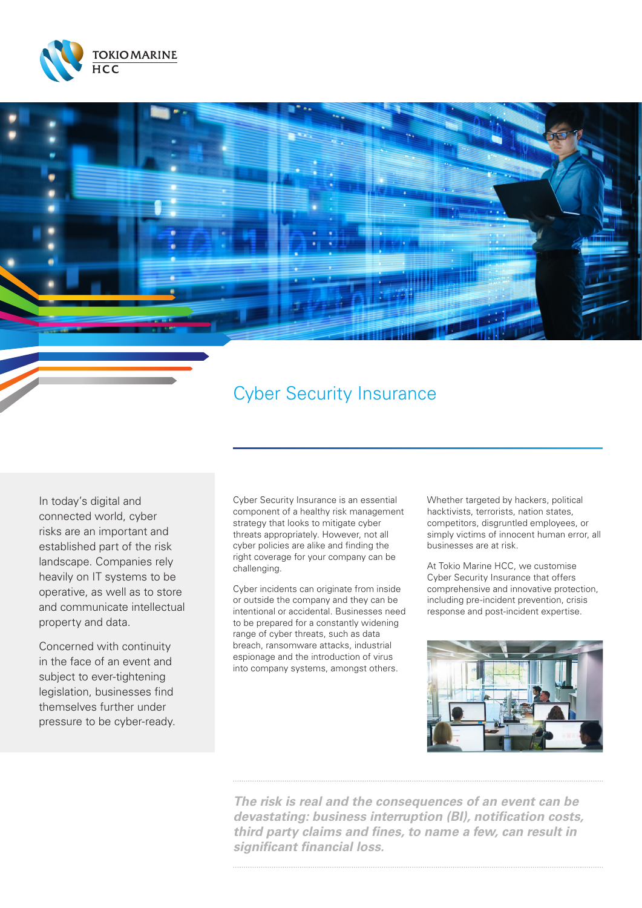# Cyber Security Insurance

In today's digital and connected world, cyber risks are an important and established part of the risk landscape. Companies rely heavily on IT systems to be operative, as well as to store and communicate intellectual property and data.

Concerned with continuity in the face of an event and subject to ever-tightening legislation, businesses find themselves further under pressure to be cyber-ready.

Cyber Security Insurance is an essential component of a healthy risk management strategy that looks to mitigate cyber threats appropriately. However, not all cyber policies are alike and finding the right coverage for your company can be challenging.

Cyber incidents can originate from inside or outside the company and they can be intentional or accidental. Businesses need to be prepared for a constantly widening range of cyber threats, such as data breach, ransomware attacks, industrial espionage and the introduction of virus into company systems, amongst others.

Whether targeted by hackers, political hacktivists, terrorists, nation states, competitors, disgruntled employees, or simply victims of innocent human error, all businesses are at risk.

At Tokio Marine HCC, we customise Cyber Security Insurance that offers comprehensive and innovative protection, including pre-incident prevention, crisis response and post-incident expertise.

***The risk is real and the consequences of an event can be devastating: business interruption (BI), notification costs, third party claims and fines, to name a few, can result in significant financial loss.***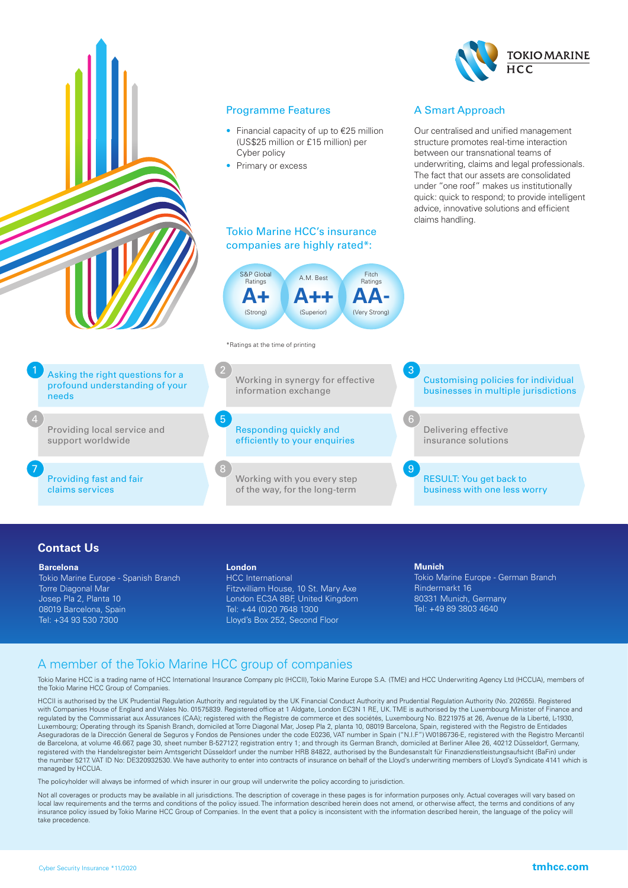TOKIO MARINE HCC

## Programme Features

- Financial capacity of up to €25 million (US$25 million or £15 million) per Cyber policy
- Primary or excess

## Tokio Marine HCC's insurance companies are highly rated*:

S&P Global Ratings **A+** (Strong)

A.M. Best **A++** (Superior)

Fitch Ratings **AA-** (Very Strong)

*Ratings at the time of printing

## A Smart Approach

Our centralised and unified management structure promotes real-time interaction between our transnational teams of underwriting, claims and legal professionals. The fact that our assets are consolidated under "one roof" makes us institutionally quick: quick to respond; to provide intelligent advice, innovative solutions and efficient claims handling.

1. Asking the right questions for a profound understanding of your needs
2. Working in synergy for effective information exchange
3. Customising policies for individual businesses in multiple jurisdictions
4. Providing local service and support worldwide
5. Responding quickly and efficiently to your enquiries
6. Delivering effective insurance solutions
7. Providing fast and fair claims services
8. Working with you every step of the way, for the long-term
9. RESULT: You get back to business with one less worry

## Contact Us

**Barcelona**
Tokio Marine Europe - Spanish Branch
Torre Diagonal Mar
Josep Pla 2, Planta 10
08019 Barcelona, Spain
Tel: +34 93 530 7300

**London**
HCC International
Fitzwilliam House, 10 St. Mary Axe
London EC3A 8BF, United Kingdom
Tel: +44 (0)20 7648 1300
Lloyd's Box 252, Second Floor

**Munich**
Tokio Marine Europe - German Branch
Rindermarkt 16
80331 Munich, Germany
Tel: +49 89 3803 4640

## A member of the Tokio Marine HCC group of companies

Tokio Marine HCC is a trading name of HCC International Insurance Company plc (HCCII), Tokio Marine Europe S.A. (TME) and HCC Underwriting Agency Ltd (HCCUA), members of the Tokio Marine HCC Group of Companies.

HCCII is authorised by the UK Prudential Regulation Authority and regulated by the UK Financial Conduct Authority and Prudential Regulation Authority (No. 202655). Registered with Companies House of England and Wales No. 01575839. Registered office at 1 Aldgate, London EC3N 1 RE, UK. TME is authorised by the Luxembourg Minister of Finance and regulated by the Commissariat aux Assurances (CAA); registered with the Registre de commerce et des sociétés, Luxembourg No. B221975 at 26, Avenue de la Liberté, L-1930, Luxembourg; Operating through its Spanish Branch, domiciled at Torre Diagonal Mar, Josep Pla 2, planta 10, 08019 Barcelona, Spain, registered with the Registro de Entidades Aseguradoras de la Dirección General de Seguros y Fondos de Pensiones under the code E0236, VAT number in Spain ("N.I.F") W0186736-E, registered with the Registro Mercantil de Barcelona, at volume 46.667, page 30, sheet number B-527127, registration entry 1; and through its German Branch, domiciled at Berliner Allee 26, 40212 Düsseldorf, Germany, registered with the Handelsregister beim Amtsgericht Düsseldorf under the number HRB 84822, authorised by the Bundesanstalt für Finanzdienstleistungsaufsicht (BaFin) under the number 5217. VAT ID No: DE320932530. We have authority to enter into contracts of insurance on behalf of the Lloyd's underwriting members of Lloyd's Syndicate 4141 which is managed by HCCUA.

The policyholder will always be informed of which insurer in our group will underwrite the policy according to jurisdiction.

Not all coverages or products may be available in all jurisdictions. The description of coverage in these pages is for information purposes only. Actual coverages will vary based on local law requirements and the terms and conditions of the policy issued. The information described herein does not amend, or otherwise affect, the terms and conditions of any insurance policy issued by Tokio Marine HCC Group of Companies. In the event that a policy is inconsistent with the information described herein, the language of the policy will take precedence.

Cyber Security Insurance *11/2020

tmhcc.com